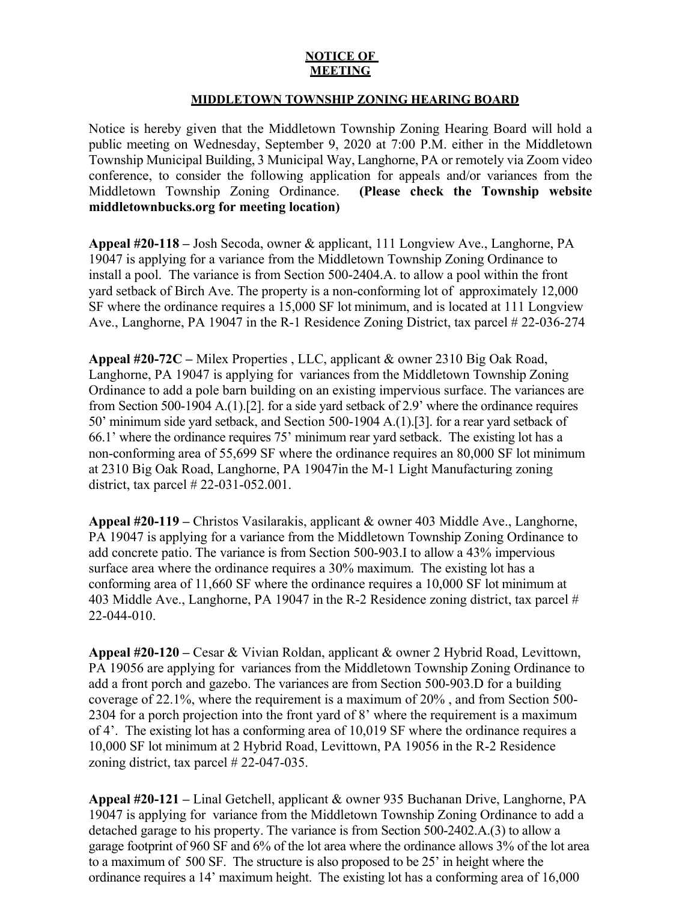**NOTICE OF MEETING**

**MIDDLETOWN TOWNSHIP ZONING HEARING BOARD**

Notice is hereby given that the Middletown Township Zoning Hearing Board will hold a public meeting on Wednesday, September 9, 2020 at 7:00 P.M. either in the Middletown Township Municipal Building, 3 Municipal Way, Langhorne, PA or remotely via Zoom video conference, to consider the following application for appeals and/or variances from the Middletown Township Zoning Ordinance. **(Please check the Township website middletownbucks.org for meeting location)**

**Appeal #20-118 –** Josh Secoda, owner & applicant, 111 Longview Ave., Langhorne, PA 19047 is applying for a variance from the Middletown Township Zoning Ordinance to install a pool. The variance is from Section 500-2404.A. to allow a pool within the front yard setback of Birch Ave. The property is a non-conforming lot of approximately 12,000 SF where the ordinance requires a 15,000 SF lot minimum, and is located at 111 Longview Ave., Langhorne, PA 19047 in the R-1 Residence Zoning District, tax parcel # 22-036-274

**Appeal #20-72C –** Milex Properties , LLC, applicant & owner 2310 Big Oak Road, Langhorne, PA 19047 is applying for variances from the Middletown Township Zoning Ordinance to add a pole barn building on an existing impervious surface. The variances are from Section 500-1904 A.(1).[2]. for a side yard setback of 2.9' where the ordinance requires 50' minimum side yard setback, and Section 500-1904 A.(1).[3]. for a rear yard setback of 66.1' where the ordinance requires 75' minimum rear yard setback. The existing lot has a non-conforming area of 55,699 SF where the ordinance requires an 80,000 SF lot minimum at 2310 Big Oak Road, Langhorne, PA 19047in the M-1 Light Manufacturing zoning district, tax parcel # 22-031-052.001.

**Appeal #20-119 –** Christos Vasilarakis, applicant & owner 403 Middle Ave., Langhorne, PA 19047 is applying for a variance from the Middletown Township Zoning Ordinance to add concrete patio. The variance is from Section 500-903.I to allow a 43% impervious surface area where the ordinance requires a 30% maximum. The existing lot has a conforming area of 11,660 SF where the ordinance requires a 10,000 SF lot minimum at 403 Middle Ave., Langhorne, PA 19047 in the R-2 Residence zoning district, tax parcel # 22-044-010.

**Appeal #20-120 –** Cesar & Vivian Roldan, applicant & owner 2 Hybrid Road, Levittown, PA 19056 are applying for variances from the Middletown Township Zoning Ordinance to add a front porch and gazebo. The variances are from Section 500-903.D for a building coverage of 22.1%, where the requirement is a maximum of 20% , and from Section 500-2304 for a porch projection into the front yard of 8' where the requirement is a maximum of 4'. The existing lot has a conforming area of 10,019 SF where the ordinance requires a 10,000 SF lot minimum at 2 Hybrid Road, Levittown, PA 19056 in the R-2 Residence zoning district, tax parcel # 22-047-035.

**Appeal #20-121 –** Linal Getchell, applicant & owner 935 Buchanan Drive, Langhorne, PA 19047 is applying for variance from the Middletown Township Zoning Ordinance to add a detached garage to his property. The variance is from Section 500-2402.A.(3) to allow a garage footprint of 960 SF and 6% of the lot area where the ordinance allows 3% of the lot area to a maximum of 500 SF. The structure is also proposed to be 25' in height where the ordinance requires a 14' maximum height. The existing lot has a conforming area of 16,000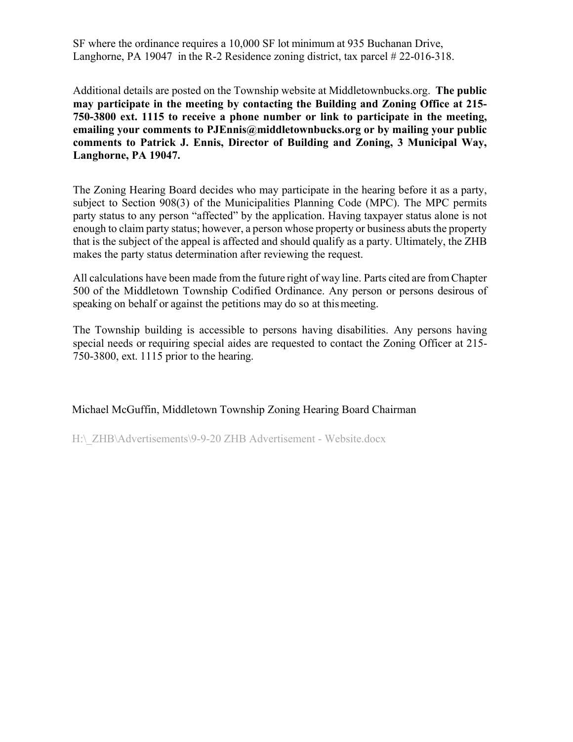SF where the ordinance requires a 10,000 SF lot minimum at 935 Buchanan Drive, Langhorne, PA 19047 in the R-2 Residence zoning district, tax parcel # 22-016-318.

Additional details are posted on the Township website at Middletownbucks.org. **The public may participate in the meeting by contacting the Building and Zoning Office at 215-750-3800 ext. 1115 to receive a phone number or link to participate in the meeting, emailing your comments to PJEnnis@middletownbucks.org or by mailing your public comments to Patrick J. Ennis, Director of Building and Zoning, 3 Municipal Way, Langhorne, PA 19047.**

The Zoning Hearing Board decides who may participate in the hearing before it as a party, subject to Section 908(3) of the Municipalities Planning Code (MPC). The MPC permits party status to any person "affected" by the application. Having taxpayer status alone is not enough to claim party status; however, a person whose property or business abuts the property that is the subject of the appeal is affected and should qualify as a party. Ultimately, the ZHB makes the party status determination after reviewing the request.

All calculations have been made from the future right of way line. Parts cited are from Chapter 500 of the Middletown Township Codified Ordinance. Any person or persons desirous of speaking on behalf or against the petitions may do so at this meeting.

The Township building is accessible to persons having disabilities. Any persons having special needs or requiring special aides are requested to contact the Zoning Officer at 215-750-3800, ext. 1115 prior to the hearing.

Michael McGuffin, Middletown Township Zoning Hearing Board Chairman

H:\_ZHB\Advertisements\9-9-20 ZHB Advertisement - Website.docx